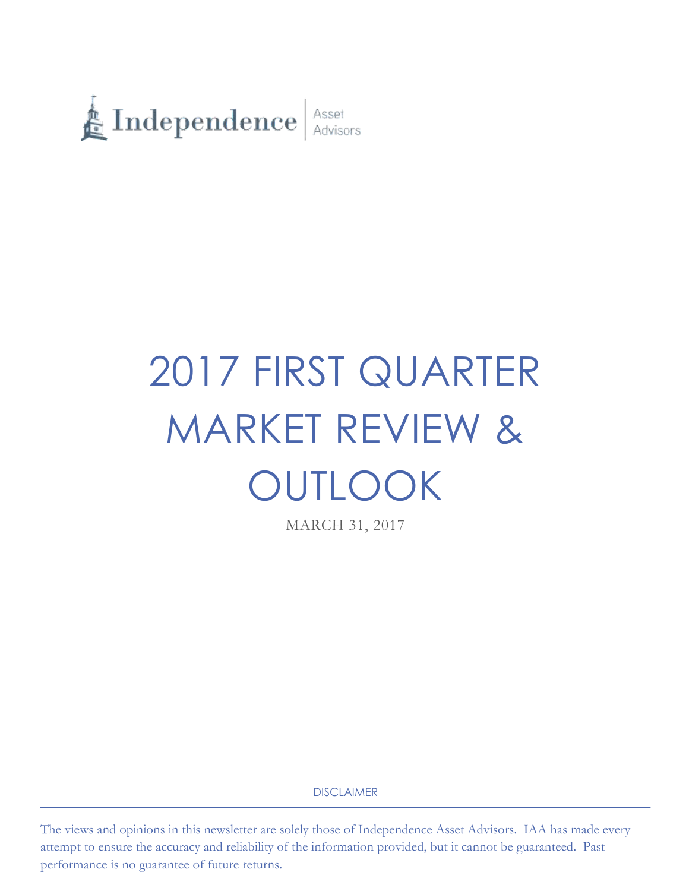Independence | Asset Advisors

# 2017 FIRST QUARTER MARKET REVIEW & OUTLOOK

MARCH 31, 2017

DISCLAIMER

The views and opinions in this newsletter are solely those of Independence Asset Advisors. IAA has made every attempt to ensure the accuracy and reliability of the information provided, but it cannot be guaranteed. Past performance is no guarantee of future returns.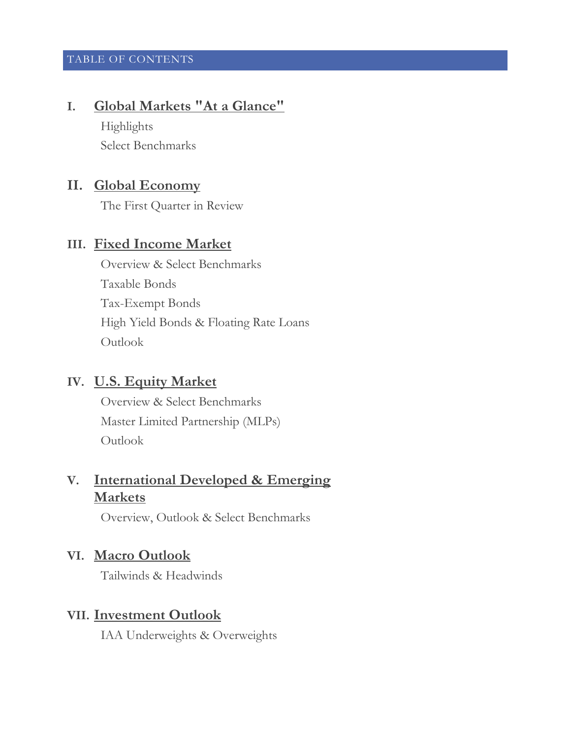## TABLE OF CONTENTS

**I. Global Markets "At a Glance"**

- Highlights
- Select Benchmarks

**II. Global Economy**

- The First Quarter in Review

**III. Fixed Income Market**

- Overview & Select Benchmarks
- Taxable Bonds
- Tax-Exempt Bonds
- High Yield Bonds & Floating Rate Loans
- Outlook

**IV. U.S. Equity Market**

- Overview & Select Benchmarks
- Master Limited Partnership (MLPs)
- Outlook

**V. International Developed & Emerging Markets**

- Overview, Outlook & Select Benchmarks

**VI. Macro Outlook**

- Tailwinds & Headwinds

**VII. Investment Outlook**

- IAA Underweights & Overweights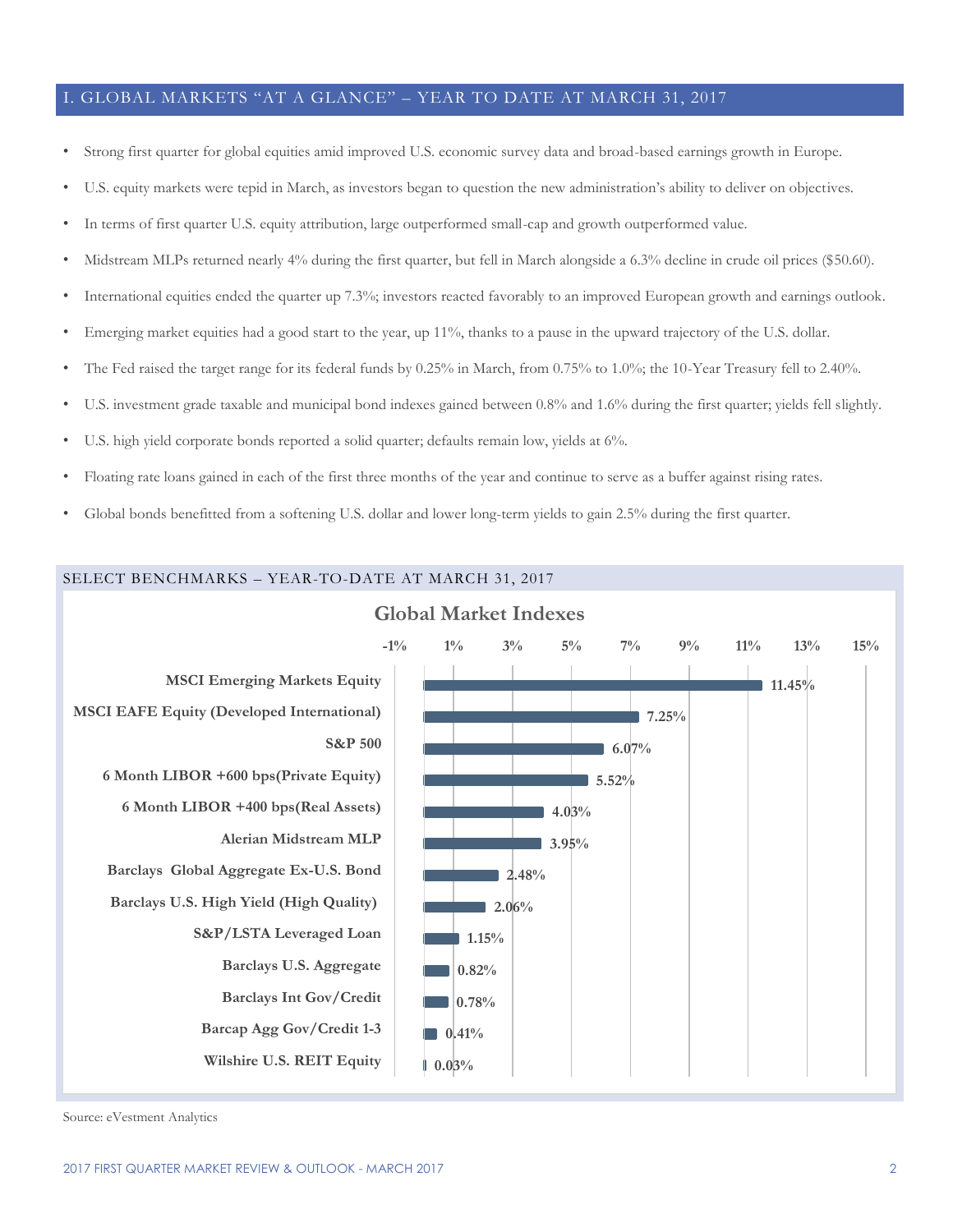## I. GLOBAL MARKETS "AT A GLANCE" – YEAR TO DATE AT MARCH 31, 2017

- Strong first quarter for global equities amid improved U.S. economic survey data and broad-based earnings growth in Europe.
- U.S. equity markets were tepid in March, as investors began to question the new administration's ability to deliver on objectives.
- In terms of first quarter U.S. equity attribution, large outperformed small-cap and growth outperformed value.
- Midstream MLPs returned nearly 4% during the first quarter, but fell in March alongside a 6.3% decline in crude oil prices ($50.60).
- International equities ended the quarter up 7.3%; investors reacted favorably to an improved European growth and earnings outlook.
- Emerging market equities had a good start to the year, up 11%, thanks to a pause in the upward trajectory of the U.S. dollar.
- The Fed raised the target range for its federal funds by 0.25% in March, from 0.75% to 1.0%; the 10-Year Treasury fell to 2.40%.
- U.S. investment grade taxable and municipal bond indexes gained between 0.8% and 1.6% during the first quarter; yields fell slightly.
- U.S. high yield corporate bonds reported a solid quarter; defaults remain low, yields at 6%.
- Floating rate loans gained in each of the first three months of the year and continue to serve as a buffer against rising rates.
- Global bonds benefitted from a softening U.S. dollar and lower long-term yields to gain 2.5% during the first quarter.

### SELECT BENCHMARKS – YEAR-TO-DATE AT MARCH 31, 2017

**Global Market Indexes**

| Index | Return |
|---|---|
| MSCI Emerging Markets Equity | 11.45% |
| MSCI EAFE Equity (Developed International) | 7.25% |
| S&P 500 | 6.07% |
| 6 Month LIBOR +600 bps(Private Equity) | 5.52% |
| 6 Month LIBOR +400 bps(Real Assets) | 4.03% |
| Alerian Midstream MLP | 3.95% |
| Barclays Global Aggregate Ex-U.S. Bond | 2.48% |
| Barclays U.S. High Yield (High Quality) | 2.06% |
| S&P/LSTA Leveraged Loan | 1.15% |
| Barclays U.S. Aggregate | 0.82% |
| Barclays Int Gov/Credit | 0.78% |
| Barcap Agg Gov/Credit 1-3 | 0.41% |
| Wilshire U.S. REIT Equity | 0.03% |

Source: eVestment Analytics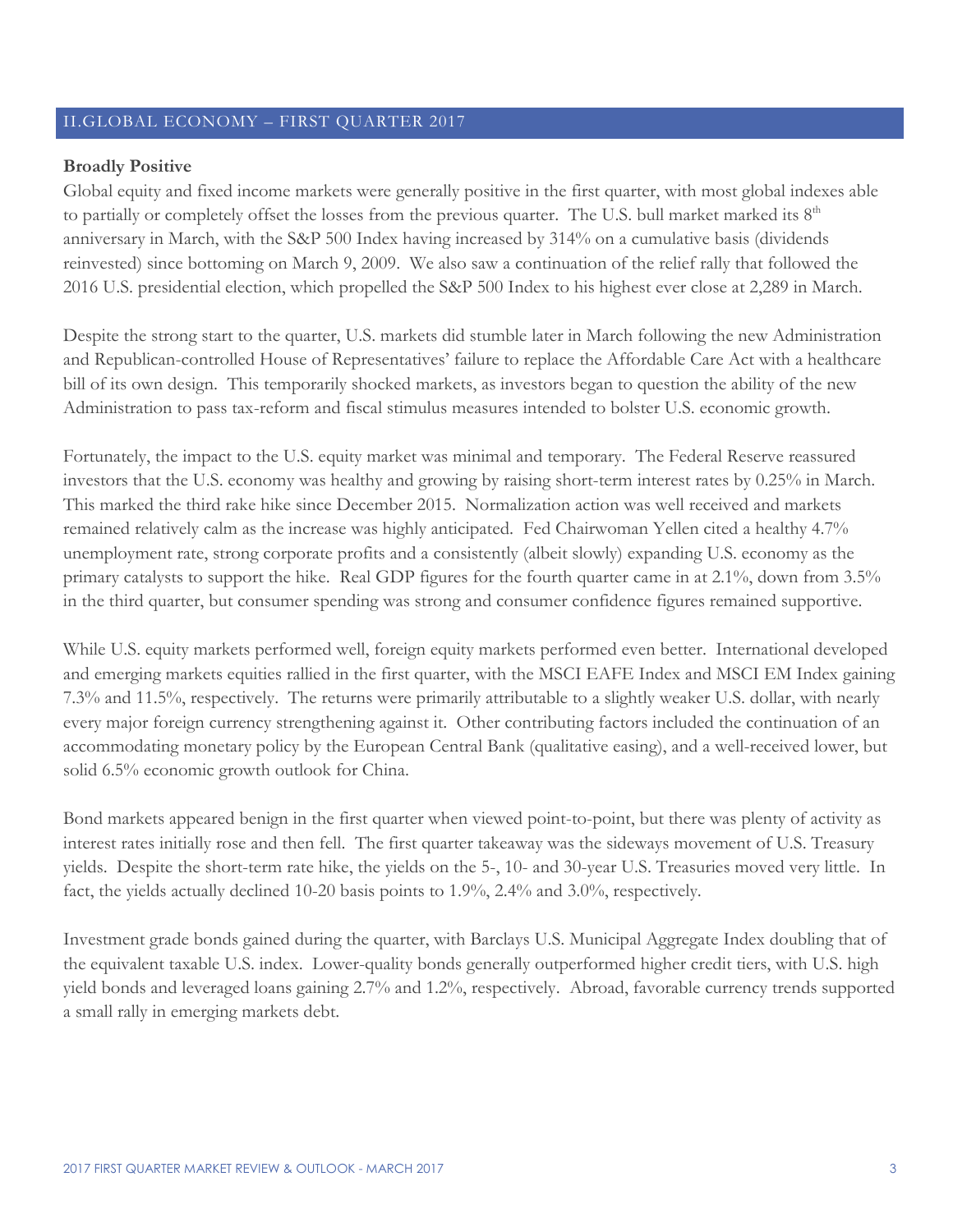## II.GLOBAL ECONOMY – FIRST QUARTER 2017

**Broadly Positive**

Global equity and fixed income markets were generally positive in the first quarter, with most global indexes able to partially or completely offset the losses from the previous quarter. The U.S. bull market marked its 8th anniversary in March, with the S&P 500 Index having increased by 314% on a cumulative basis (dividends reinvested) since bottoming on March 9, 2009. We also saw a continuation of the relief rally that followed the 2016 U.S. presidential election, which propelled the S&P 500 Index to his highest ever close at 2,289 in March.

Despite the strong start to the quarter, U.S. markets did stumble later in March following the new Administration and Republican-controlled House of Representatives' failure to replace the Affordable Care Act with a healthcare bill of its own design. This temporarily shocked markets, as investors began to question the ability of the new Administration to pass tax-reform and fiscal stimulus measures intended to bolster U.S. economic growth.

Fortunately, the impact to the U.S. equity market was minimal and temporary. The Federal Reserve reassured investors that the U.S. economy was healthy and growing by raising short-term interest rates by 0.25% in March. This marked the third rake hike since December 2015. Normalization action was well received and markets remained relatively calm as the increase was highly anticipated. Fed Chairwoman Yellen cited a healthy 4.7% unemployment rate, strong corporate profits and a consistently (albeit slowly) expanding U.S. economy as the primary catalysts to support the hike. Real GDP figures for the fourth quarter came in at 2.1%, down from 3.5% in the third quarter, but consumer spending was strong and consumer confidence figures remained supportive.

While U.S. equity markets performed well, foreign equity markets performed even better. International developed and emerging markets equities rallied in the first quarter, with the MSCI EAFE Index and MSCI EM Index gaining 7.3% and 11.5%, respectively. The returns were primarily attributable to a slightly weaker U.S. dollar, with nearly every major foreign currency strengthening against it. Other contributing factors included the continuation of an accommodating monetary policy by the European Central Bank (qualitative easing), and a well-received lower, but solid 6.5% economic growth outlook for China.

Bond markets appeared benign in the first quarter when viewed point-to-point, but there was plenty of activity as interest rates initially rose and then fell. The first quarter takeaway was the sideways movement of U.S. Treasury yields. Despite the short-term rate hike, the yields on the 5-, 10- and 30-year U.S. Treasuries moved very little. In fact, the yields actually declined 10-20 basis points to 1.9%, 2.4% and 3.0%, respectively.

Investment grade bonds gained during the quarter, with Barclays U.S. Municipal Aggregate Index doubling that of the equivalent taxable U.S. index. Lower-quality bonds generally outperformed higher credit tiers, with U.S. high yield bonds and leveraged loans gaining 2.7% and 1.2%, respectively. Abroad, favorable currency trends supported a small rally in emerging markets debt.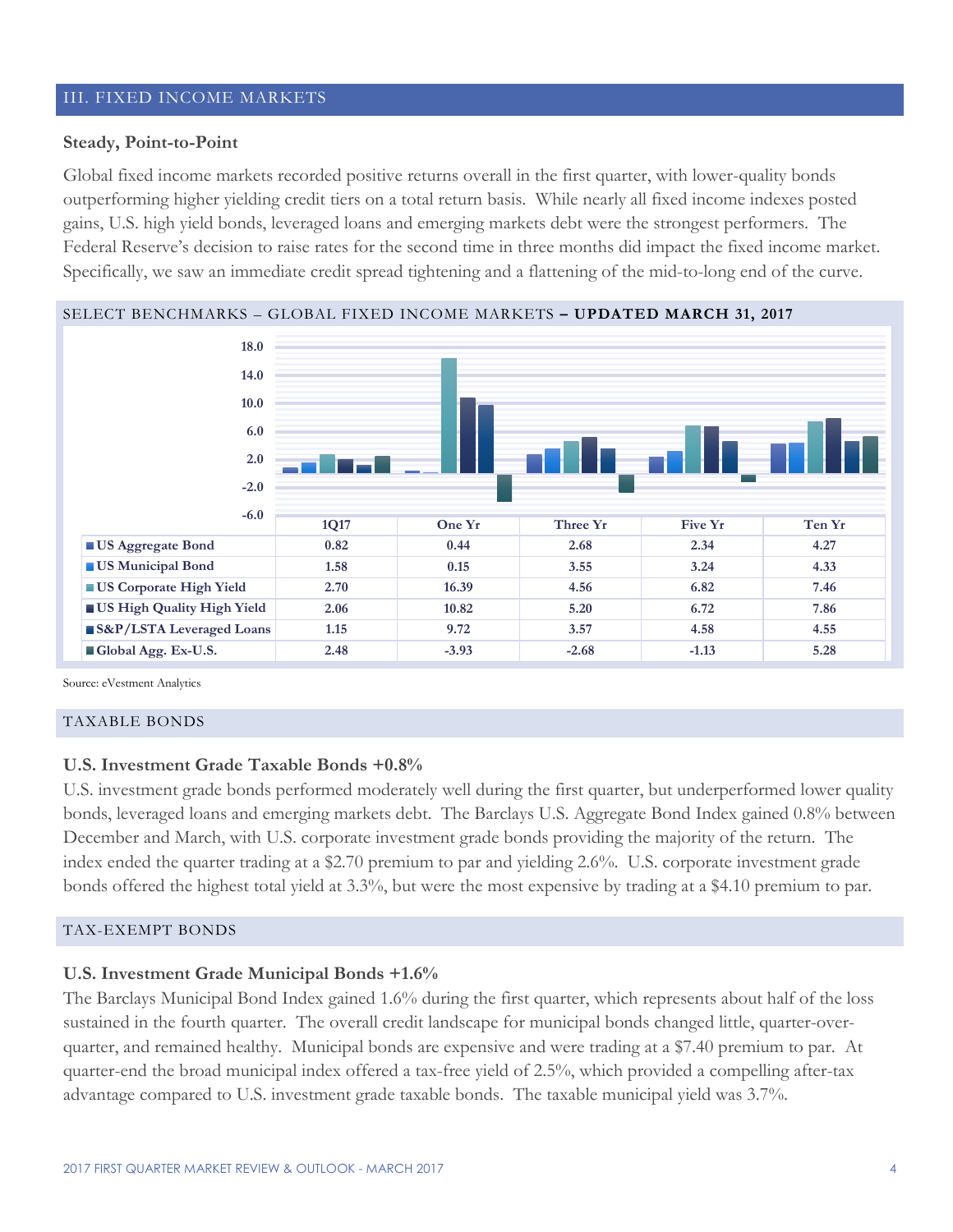## III. FIXED INCOME MARKETS

### Steady, Point-to-Point

Global fixed income markets recorded positive returns overall in the first quarter, with lower-quality bonds outperforming higher yielding credit tiers on a total return basis. While nearly all fixed income indexes posted gains, U.S. high yield bonds, leveraged loans and emerging markets debt were the strongest performers. The Federal Reserve's decision to raise rates for the second time in three months did impact the fixed income market. Specifically, we saw an immediate credit spread tightening and a flattening of the mid-to-long end of the curve.

SELECT BENCHMARKS – GLOBAL FIXED INCOME MARKETS **– UPDATED MARCH 31, 2017**

| | 1Q17 | One Yr | Three Yr | Five Yr | Ten Yr |
|---|---|---|---|---|---|
| US Aggregate Bond | 0.82 | 0.44 | 2.68 | 2.34 | 4.27 |
| US Municipal Bond | 1.58 | 0.15 | 3.55 | 3.24 | 4.33 |
| US Corporate High Yield | 2.70 | 16.39 | 4.56 | 6.82 | 7.46 |
| US High Quality High Yield | 2.06 | 10.82 | 5.20 | 6.72 | 7.86 |
| S&P/LSTA Leveraged Loans | 1.15 | 9.72 | 3.57 | 4.58 | 4.55 |
| Global Agg. Ex-U.S. | 2.48 | -3.93 | -2.68 | -1.13 | 5.28 |

Source: eVestment Analytics

## TAXABLE BONDS

### U.S. Investment Grade Taxable Bonds +0.8%

U.S. investment grade bonds performed moderately well during the first quarter, but underperformed lower quality bonds, leveraged loans and emerging markets debt. The Barclays U.S. Aggregate Bond Index gained 0.8% between December and March, with U.S. corporate investment grade bonds providing the majority of the return. The index ended the quarter trading at a $2.70 premium to par and yielding 2.6%. U.S. corporate investment grade bonds offered the highest total yield at 3.3%, but were the most expensive by trading at a $4.10 premium to par.

## TAX-EXEMPT BONDS

### U.S. Investment Grade Municipal Bonds +1.6%

The Barclays Municipal Bond Index gained 1.6% during the first quarter, which represents about half of the loss sustained in the fourth quarter. The overall credit landscape for municipal bonds changed little, quarter-over-quarter, and remained healthy. Municipal bonds are expensive and were trading at a $7.40 premium to par. At quarter-end the broad municipal index offered a tax-free yield of 2.5%, which provided a compelling after-tax advantage compared to U.S. investment grade taxable bonds. The taxable municipal yield was 3.7%.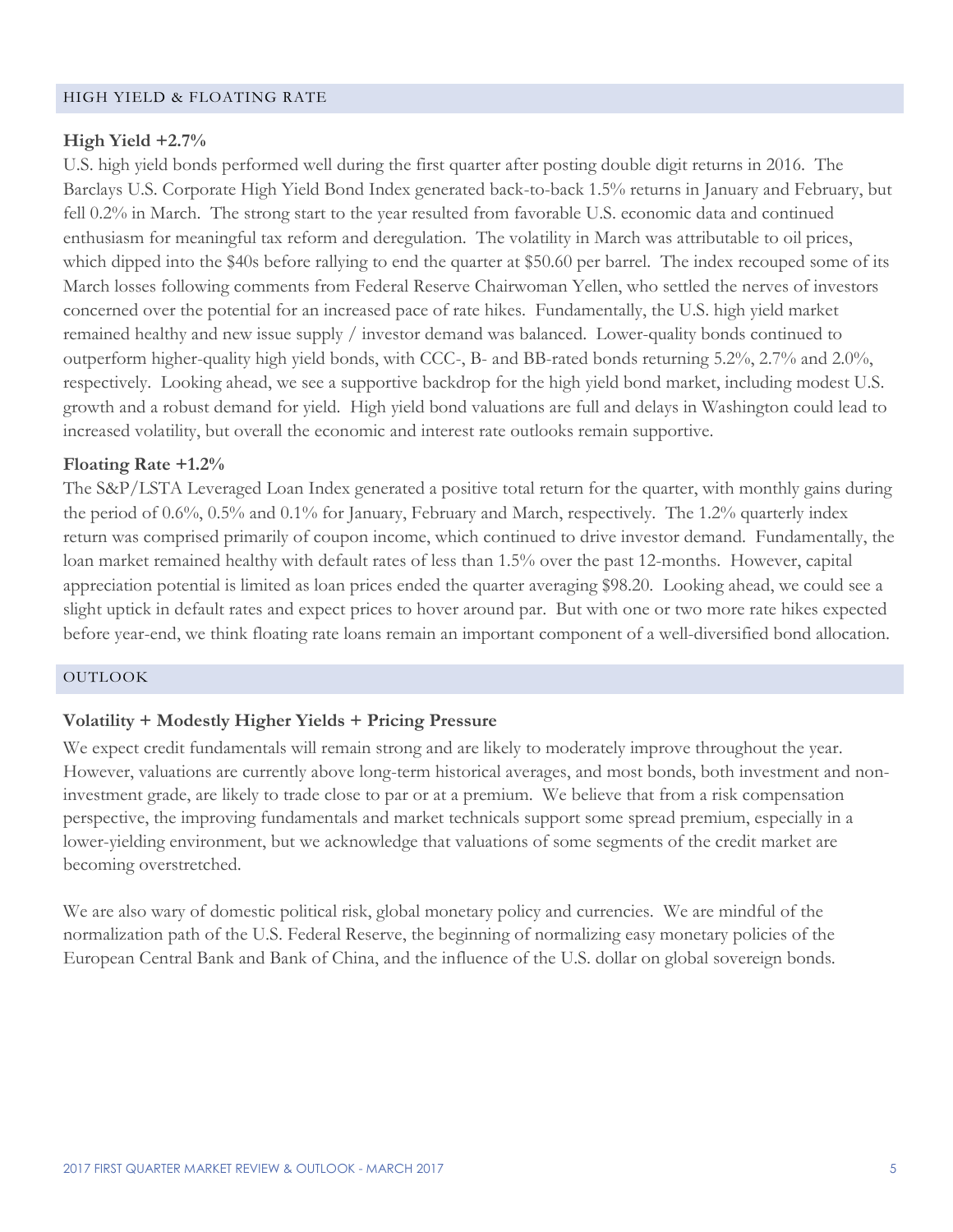## HIGH YIELD & FLOATING RATE

### High Yield +2.7%

U.S. high yield bonds performed well during the first quarter after posting double digit returns in 2016. The Barclays U.S. Corporate High Yield Bond Index generated back-to-back 1.5% returns in January and February, but fell 0.2% in March. The strong start to the year resulted from favorable U.S. economic data and continued enthusiasm for meaningful tax reform and deregulation. The volatility in March was attributable to oil prices, which dipped into the $40s before rallying to end the quarter at $50.60 per barrel. The index recouped some of its March losses following comments from Federal Reserve Chairwoman Yellen, who settled the nerves of investors concerned over the potential for an increased pace of rate hikes. Fundamentally, the U.S. high yield market remained healthy and new issue supply / investor demand was balanced. Lower-quality bonds continued to outperform higher-quality high yield bonds, with CCC-, B- and BB-rated bonds returning 5.2%, 2.7% and 2.0%, respectively. Looking ahead, we see a supportive backdrop for the high yield bond market, including modest U.S. growth and a robust demand for yield. High yield bond valuations are full and delays in Washington could lead to increased volatility, but overall the economic and interest rate outlooks remain supportive.

### Floating Rate +1.2%

The S&P/LSTA Leveraged Loan Index generated a positive total return for the quarter, with monthly gains during the period of 0.6%, 0.5% and 0.1% for January, February and March, respectively. The 1.2% quarterly index return was comprised primarily of coupon income, which continued to drive investor demand. Fundamentally, the loan market remained healthy with default rates of less than 1.5% over the past 12-months. However, capital appreciation potential is limited as loan prices ended the quarter averaging $98.20. Looking ahead, we could see a slight uptick in default rates and expect prices to hover around par. But with one or two more rate hikes expected before year-end, we think floating rate loans remain an important component of a well-diversified bond allocation.

## OUTLOOK

### Volatility + Modestly Higher Yields + Pricing Pressure

We expect credit fundamentals will remain strong and are likely to moderately improve throughout the year. However, valuations are currently above long-term historical averages, and most bonds, both investment and non-investment grade, are likely to trade close to par or at a premium. We believe that from a risk compensation perspective, the improving fundamentals and market technicals support some spread premium, especially in a lower-yielding environment, but we acknowledge that valuations of some segments of the credit market are becoming overstretched.

We are also wary of domestic political risk, global monetary policy and currencies. We are mindful of the normalization path of the U.S. Federal Reserve, the beginning of normalizing easy monetary policies of the European Central Bank and Bank of China, and the influence of the U.S. dollar on global sovereign bonds.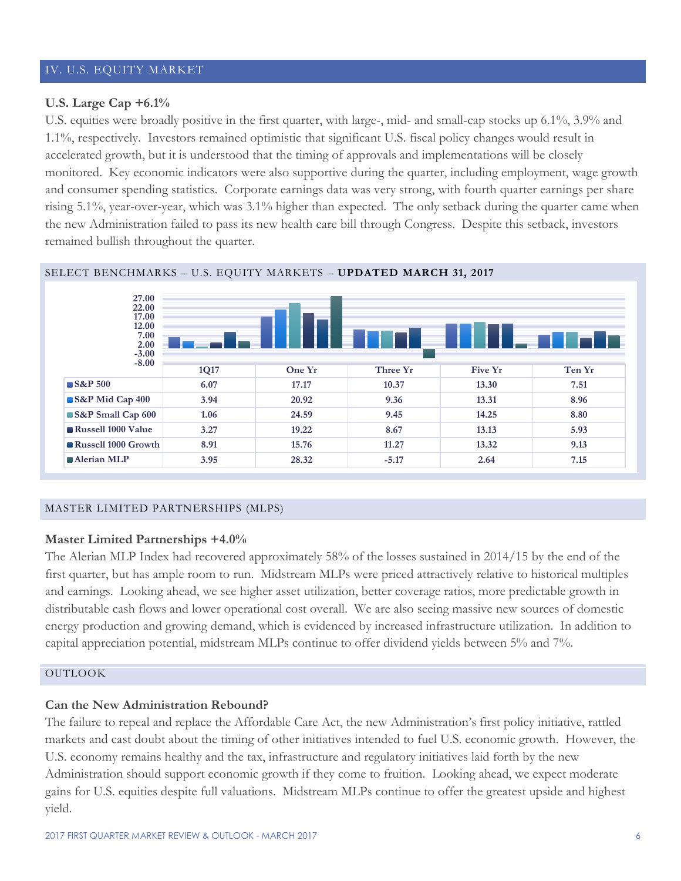## IV. U.S. EQUITY MARKET

### U.S. Large Cap +6.1%

U.S. equities were broadly positive in the first quarter, with large-, mid- and small-cap stocks up 6.1%, 3.9% and 1.1%, respectively. Investors remained optimistic that significant U.S. fiscal policy changes would result in accelerated growth, but it is understood that the timing of approvals and implementations will be closely monitored. Key economic indicators were also supportive during the quarter, including employment, wage growth and consumer spending statistics. Corporate earnings data was very strong, with fourth quarter earnings per share rising 5.1%, year-over-year, which was 3.1% higher than expected. The only setback during the quarter came when the new Administration failed to pass its new health care bill through Congress. Despite this setback, investors remained bullish throughout the quarter.

SELECT BENCHMARKS – U.S. EQUITY MARKETS – **UPDATED MARCH 31, 2017**

| | 1Q17 | One Yr | Three Yr | Five Yr | Ten Yr |
|---|---|---|---|---|---|
| S&P 500 | 6.07 | 17.17 | 10.37 | 13.30 | 7.51 |
| S&P Mid Cap 400 | 3.94 | 20.92 | 9.36 | 13.31 | 8.96 |
| S&P Small Cap 600 | 1.06 | 24.59 | 9.45 | 14.25 | 8.80 |
| Russell 1000 Value | 3.27 | 19.22 | 8.67 | 13.13 | 5.93 |
| Russell 1000 Growth | 8.91 | 15.76 | 11.27 | 13.32 | 9.13 |
| Alerian MLP | 3.95 | 28.32 | -5.17 | 2.64 | 7.15 |

## MASTER LIMITED PARTNERSHIPS (MLPS)

### Master Limited Partnerships +4.0%

The Alerian MLP Index had recovered approximately 58% of the losses sustained in 2014/15 by the end of the first quarter, but has ample room to run. Midstream MLPs were priced attractively relative to historical multiples and earnings. Looking ahead, we see higher asset utilization, better coverage ratios, more predictable growth in distributable cash flows and lower operational cost overall. We are also seeing massive new sources of domestic energy production and growing demand, which is evidenced by increased infrastructure utilization. In addition to capital appreciation potential, midstream MLPs continue to offer dividend yields between 5% and 7%.

## OUTLOOK

### Can the New Administration Rebound?

The failure to repeal and replace the Affordable Care Act, the new Administration's first policy initiative, rattled markets and cast doubt about the timing of other initiatives intended to fuel U.S. economic growth. However, the U.S. economy remains healthy and the tax, infrastructure and regulatory initiatives laid forth by the new Administration should support economic growth if they come to fruition. Looking ahead, we expect moderate gains for U.S. equities despite full valuations. Midstream MLPs continue to offer the greatest upside and highest yield.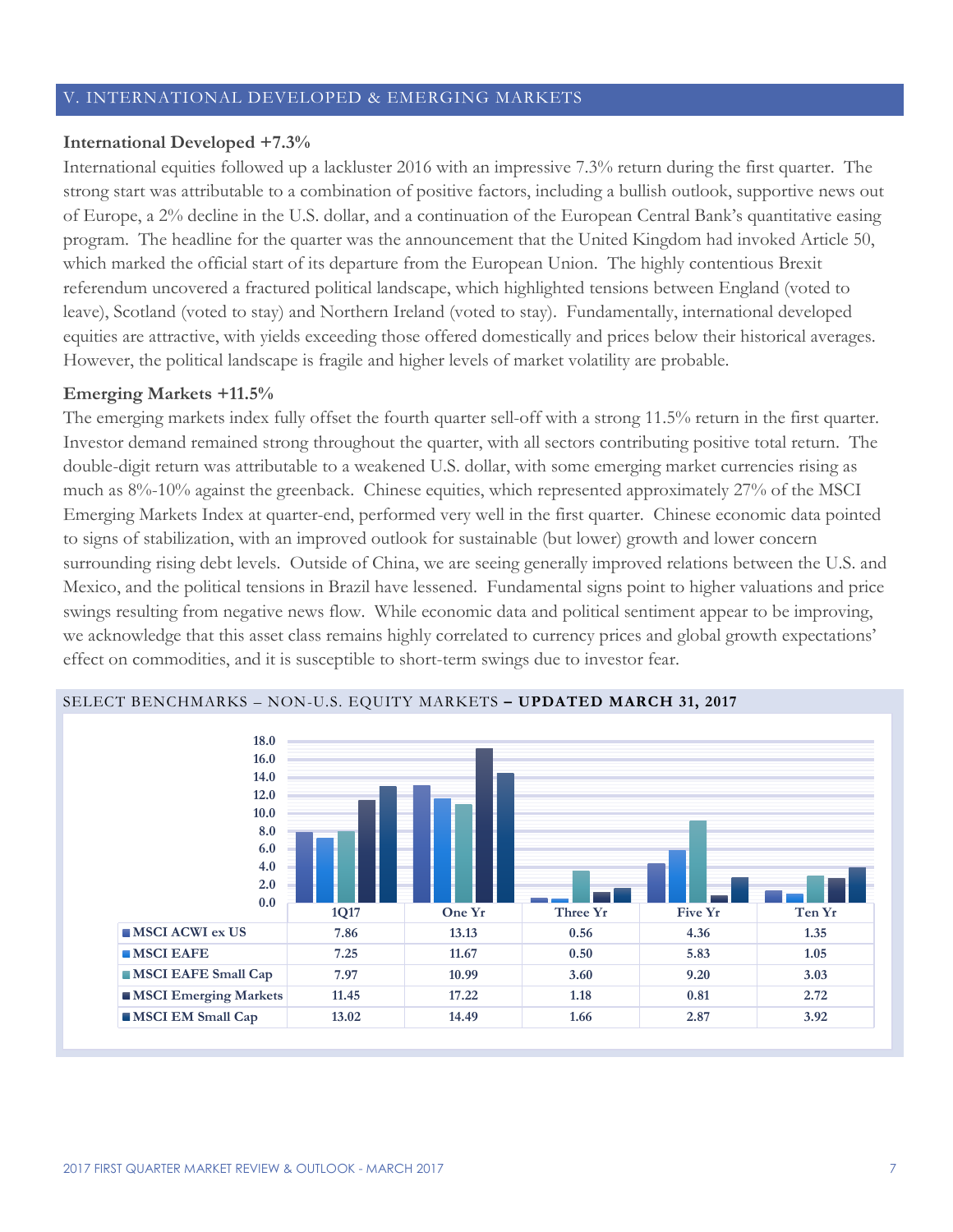## V. INTERNATIONAL DEVELOPED & EMERGING MARKETS

**International Developed +7.3%**

International equities followed up a lackluster 2016 with an impressive 7.3% return during the first quarter. The strong start was attributable to a combination of positive factors, including a bullish outlook, supportive news out of Europe, a 2% decline in the U.S. dollar, and a continuation of the European Central Bank's quantitative easing program. The headline for the quarter was the announcement that the United Kingdom had invoked Article 50, which marked the official start of its departure from the European Union. The highly contentious Brexit referendum uncovered a fractured political landscape, which highlighted tensions between England (voted to leave), Scotland (voted to stay) and Northern Ireland (voted to stay). Fundamentally, international developed equities are attractive, with yields exceeding those offered domestically and prices below their historical averages. However, the political landscape is fragile and higher levels of market volatility are probable.

**Emerging Markets +11.5%**

The emerging markets index fully offset the fourth quarter sell-off with a strong 11.5% return in the first quarter. Investor demand remained strong throughout the quarter, with all sectors contributing positive total return. The double-digit return was attributable to a weakened U.S. dollar, with some emerging market currencies rising as much as 8%-10% against the greenback. Chinese equities, which represented approximately 27% of the MSCI Emerging Markets Index at quarter-end, performed very well in the first quarter. Chinese economic data pointed to signs of stabilization, with an improved outlook for sustainable (but lower) growth and lower concern surrounding rising debt levels. Outside of China, we are seeing generally improved relations between the U.S. and Mexico, and the political tensions in Brazil have lessened. Fundamental signs point to higher valuations and price swings resulting from negative news flow. While economic data and political sentiment appear to be improving, we acknowledge that this asset class remains highly correlated to currency prices and global growth expectations' effect on commodities, and it is susceptible to short-term swings due to investor fear.

SELECT BENCHMARKS – NON-U.S. EQUITY MARKETS **– UPDATED MARCH 31, 2017**

| | 1Q17 | One Yr | Three Yr | Five Yr | Ten Yr |
|---|---|---|---|---|---|
| MSCI ACWI ex US | 7.86 | 13.13 | 0.56 | 4.36 | 1.35 |
| MSCI EAFE | 7.25 | 11.67 | 0.50 | 5.83 | 1.05 |
| MSCI EAFE Small Cap | 7.97 | 10.99 | 3.60 | 9.20 | 3.03 |
| MSCI Emerging Markets | 11.45 | 17.22 | 1.18 | 0.81 | 2.72 |
| MSCI EM Small Cap | 13.02 | 14.49 | 1.66 | 2.87 | 3.92 |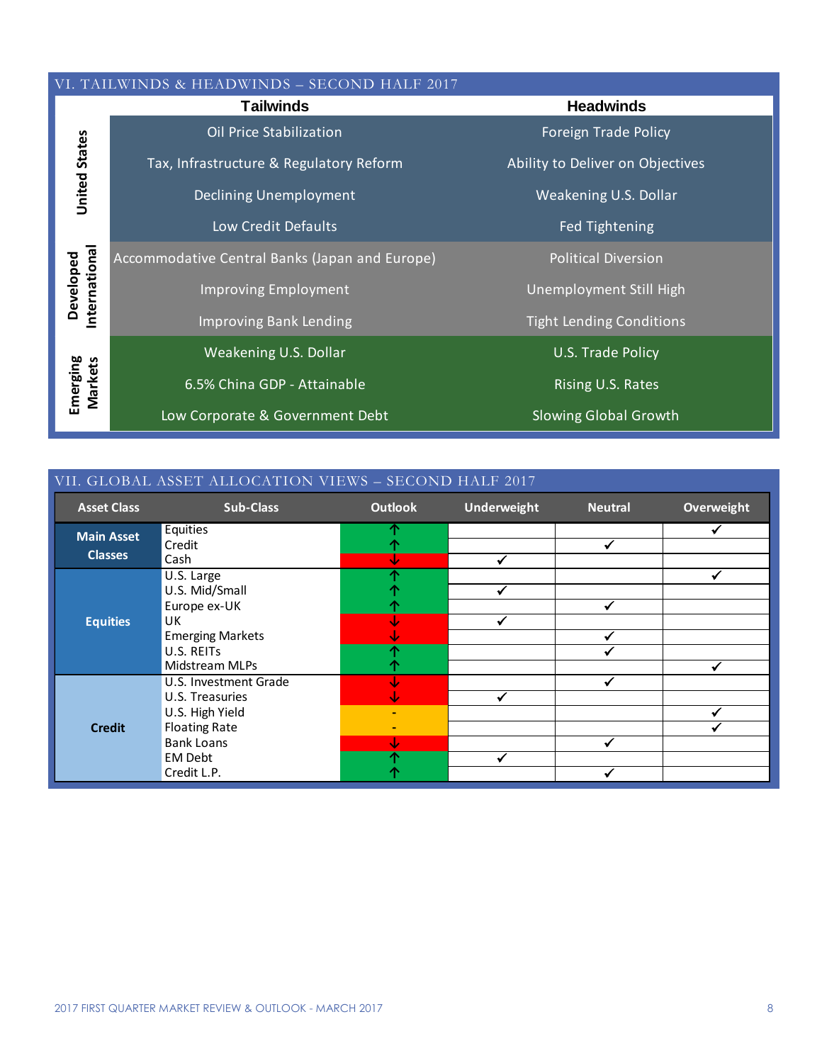## VI. TAILWINDS & HEADWINDS – SECOND HALF 2017

| | Tailwinds | Headwinds |
|---|---|---|
| United States | Oil Price Stabilization | Foreign Trade Policy |
| | Tax, Infrastructure & Regulatory Reform | Ability to Deliver on Objectives |
| | Declining Unemployment | Weakening U.S. Dollar |
| | Low Credit Defaults | Fed Tightening |
| Developed International | Accommodative Central Banks (Japan and Europe) | Political Diversion |
| | Improving Employment | Unemployment Still High |
| | Improving Bank Lending | Tight Lending Conditions |
| Emerging Markets | Weakening U.S. Dollar | U.S. Trade Policy |
| | 6.5% China GDP - Attainable | Rising U.S. Rates |
| | Low Corporate & Government Debt | Slowing Global Growth |

## VII. GLOBAL ASSET ALLOCATION VIEWS – SECOND HALF 2017

| Asset Class | Sub-Class | Outlook | Underweight | Neutral | Overweight |
|---|---|---|---|---|---|
| Main Asset Classes | Equities | ↑ | | | ✓ |
| | Credit | ↑ | | ✓ | |
| | Cash | ↓ | ✓ | | |
| Equities | U.S. Large | ↑ | | | ✓ |
| | U.S. Mid/Small | ↑ | ✓ | | |
| | Europe ex-UK | ↑ | | ✓ | |
| | UK | ↓ | ✓ | | |
| | Emerging Markets | ↓ | | ✓ | |
| | U.S. REITs | ↑ | | ✓ | |
| | Midstream MLPs | ↑ | | | ✓ |
| Credit | U.S. Investment Grade | ↓ | | ✓ | |
| | U.S. Treasuries | ↓ | ✓ | | |
| | U.S. High Yield | - | | | ✓ |
| | Floating Rate | - | | | ✓ |
| | Bank Loans | ↓ | | ✓ | |
| | EM Debt | ↑ | ✓ | | |
| | Credit L.P. | ↑ | | ✓ | |